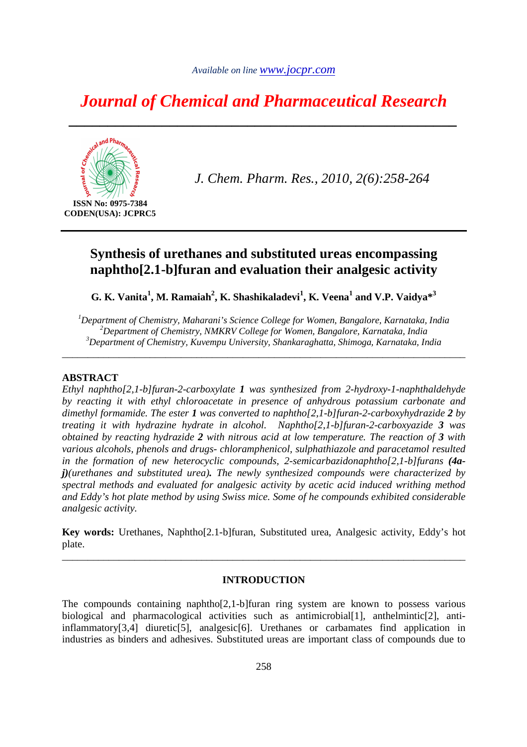# Journal of Chemical and Pharmaceutical Research

**ISSN No: 0975-7384**
**CODEN(USA): JCPRC5**

*J. Chem. Pharm. Res., 2010, 2(6):258-264*

## Synthesis of urethanes and substituted ureas encompassing naphtho[2.1-b]furan and evaluation their analgesic activity

**G. K. Vanita[1], M. Ramaiah[2], K. Shashikaladevi[1], K. Veena[1] and V.P. Vaidya*[3]**

*[1]Department of Chemistry, Maharani's Science College for Women, Bangalore, Karnataka, India*
*[2]Department of Chemistry, NMKRV College for Women, Bangalore, Karnataka, India*
*[3]Department of Chemistry, Kuvempu University, Shankaraghatta, Shimoga, Karnataka, India*

---

## ABSTRACT

*Ethyl naphtho[2,1-b]furan-2-carboxylate **1** was synthesized from 2-hydroxy-1-naphthaldehyde by reacting it with ethyl chloroacetate in presence of anhydrous potassium carbonate and dimethyl formamide. The ester **1** was converted to naphtho[2,1-b]furan-2-carboxyhydrazide **2** by treating it with hydrazine hydrate in alcohol. Naphtho[2,1-b]furan-2-carboxyazide **3** was obtained by reacting hydrazide **2** with nitrous acid at low temperature. The reaction of **3** with various alcohols, phenols and drugs- chloramphenicol, sulphathiazole and paracetamol resulted in the formation of new heterocyclic compounds, 2-semicarbazidonaphtho[2,1-b]furans **(4a-j)**(urethanes and substituted urea)**.** The newly synthesized compounds were characterized by spectral methods and evaluated for analgesic activity by acetic acid induced writhing method and Eddy's hot plate method by using Swiss mice. Some of he compounds exhibited considerable analgesic activity.*

**Key words:** Urethanes, Naphtho[2.1-b]furan, Substituted urea, Analgesic activity, Eddy's hot plate.

---

## INTRODUCTION

The compounds containing naphtho[2,1-b]furan ring system are known to possess various biological and pharmacological activities such as antimicrobial[1], anthelmintic[2], anti-inflammatory[3,4] diuretic[5], analgesic[6]. Urethanes or carbamates find application in industries as binders and adhesives. Substituted ureas are important class of compounds due to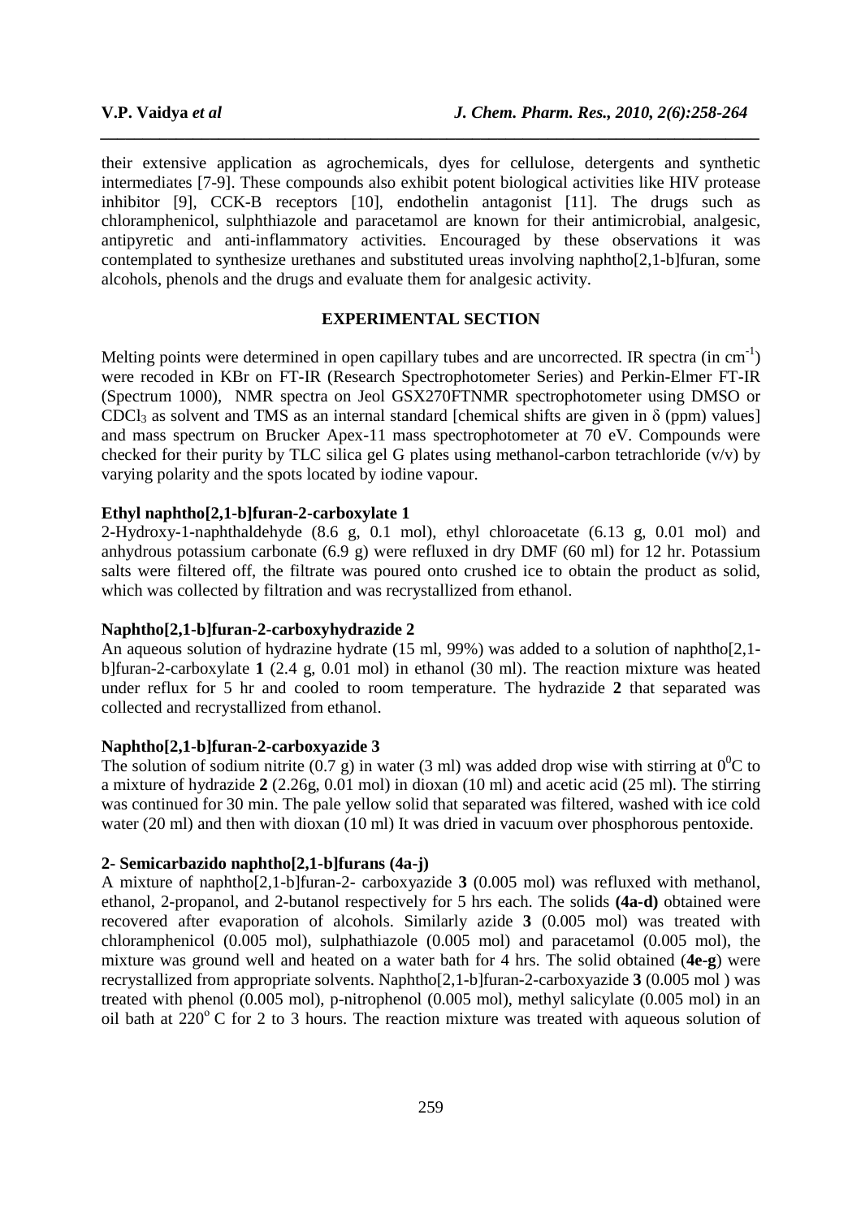their extensive application as agrochemicals, dyes for cellulose, detergents and synthetic intermediates [7-9]. These compounds also exhibit potent biological activities like HIV protease inhibitor [9], CCK-B receptors [10], endothelin antagonist [11]. The drugs such as chloramphenicol, sulphthiazole and paracetamol are known for their antimicrobial, analgesic, antipyretic and anti-inflammatory activities. Encouraged by these observations it was contemplated to synthesize urethanes and substituted ureas involving naphtho[2,1-b]furan, some alcohols, phenols and the drugs and evaluate them for analgesic activity.

## EXPERIMENTAL SECTION

Melting points were determined in open capillary tubes and are uncorrected. IR spectra (in $cm^{-1}$) were recoded in KBr on FT-IR (Research Spectrophotometer Series) and Perkin-Elmer FT-IR (Spectrum 1000), NMR spectra on Jeol GSX270FTNMR spectrophotometer using DMSO or $CDCl_3$ as solvent and TMS as an internal standard [chemical shifts are given in $\delta$ (ppm) values] and mass spectrum on Brucker Apex-11 mass spectrophotometer at 70 eV. Compounds were checked for their purity by TLC silica gel G plates using methanol-carbon tetrachloride (v/v) by varying polarity and the spots located by iodine vapour.

### Ethyl naphtho[2,1-b]furan-2-carboxylate 1

2-Hydroxy-1-naphthaldehyde (8.6 g, 0.1 mol), ethyl chloroacetate (6.13 g, 0.01 mol) and anhydrous potassium carbonate (6.9 g) were refluxed in dry DMF (60 ml) for 12 hr. Potassium salts were filtered off, the filtrate was poured onto crushed ice to obtain the product as solid, which was collected by filtration and was recrystallized from ethanol.

### Naphtho[2,1-b]furan-2-carboxyhydrazide 2

An aqueous solution of hydrazine hydrate (15 ml, 99%) was added to a solution of naphtho[2,1-b]furan-2-carboxylate **1** (2.4 g, 0.01 mol) in ethanol (30 ml). The reaction mixture was heated under reflux for 5 hr and cooled to room temperature. The hydrazide **2** that separated was collected and recrystallized from ethanol.

### Naphtho[2,1-b]furan-2-carboxyazide 3

The solution of sodium nitrite (0.7 g) in water (3 ml) was added drop wise with stirring at $0^0$C to a mixture of hydrazide **2** (2.26g, 0.01 mol) in dioxan (10 ml) and acetic acid (25 ml). The stirring was continued for 30 min. The pale yellow solid that separated was filtered, washed with ice cold water (20 ml) and then with dioxan (10 ml) It was dried in vacuum over phosphorous pentoxide.

### 2- Semicarbazido naphtho[2,1-b]furans (4a-j)

A mixture of naphtho[2,1-b]furan-2- carboxyazide **3** (0.005 mol) was refluxed with methanol, ethanol, 2-propanol, and 2-butanol respectively for 5 hrs each. The solids **(4a-d)** obtained were recovered after evaporation of alcohols. Similarly azide **3** (0.005 mol) was treated with chloramphenicol (0.005 mol), sulphathiazole (0.005 mol) and paracetamol (0.005 mol), the mixture was ground well and heated on a water bath for 4 hrs. The solid obtained (**4e-g**) were recrystallized from appropriate solvents. Naphtho[2,1-b]furan-2-carboxyazide **3** (0.005 mol ) was treated with phenol (0.005 mol), p-nitrophenol (0.005 mol), methyl salicylate (0.005 mol) in an oil bath at $220^o$ C for 2 to 3 hours. The reaction mixture was treated with aqueous solution of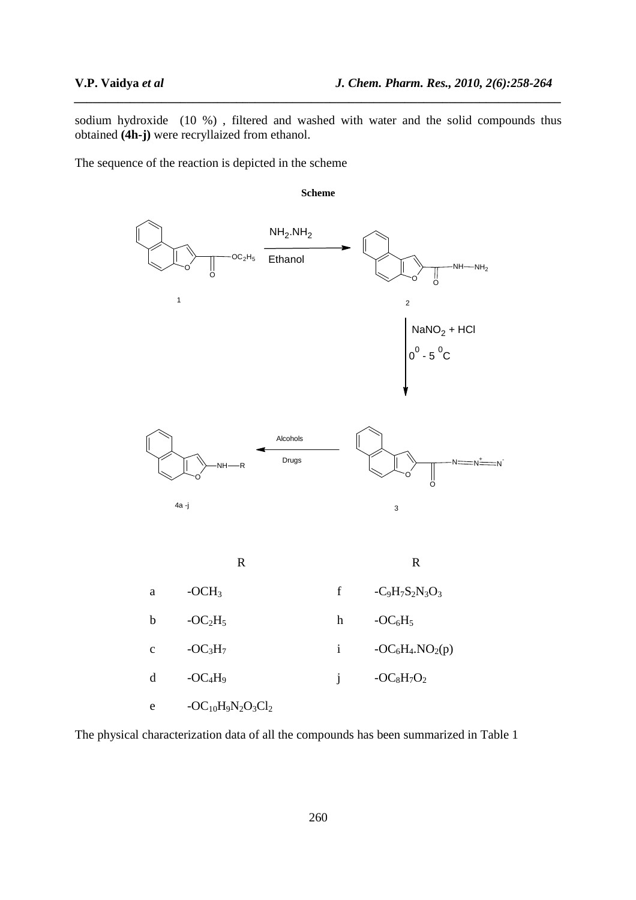sodium hydroxide (10 %) , filtered and washed with water and the solid compounds thus obtained **(4h-j)** were recryllaized from ethanol.

The sequence of the reaction is depicted in the scheme

**Scheme**

| | R | | R |
|---|---|---|---|
| a | $-OCH_3$ | f | $-C_9H_7S_2N_3O_3$ |
| b | $-OC_2H_5$ | h | $-OC_6H_5$ |
| c | $-OC_3H_7$ | i | $-OC_6H_4.NO_2(p)$ |
| d | $-OC_4H_9$ | j | $-OC_8H_7O_2$ |
| e | $-OC_{10}H_9N_2O_3Cl_2$ | | |

The physical characterization data of all the compounds has been summarized in Table 1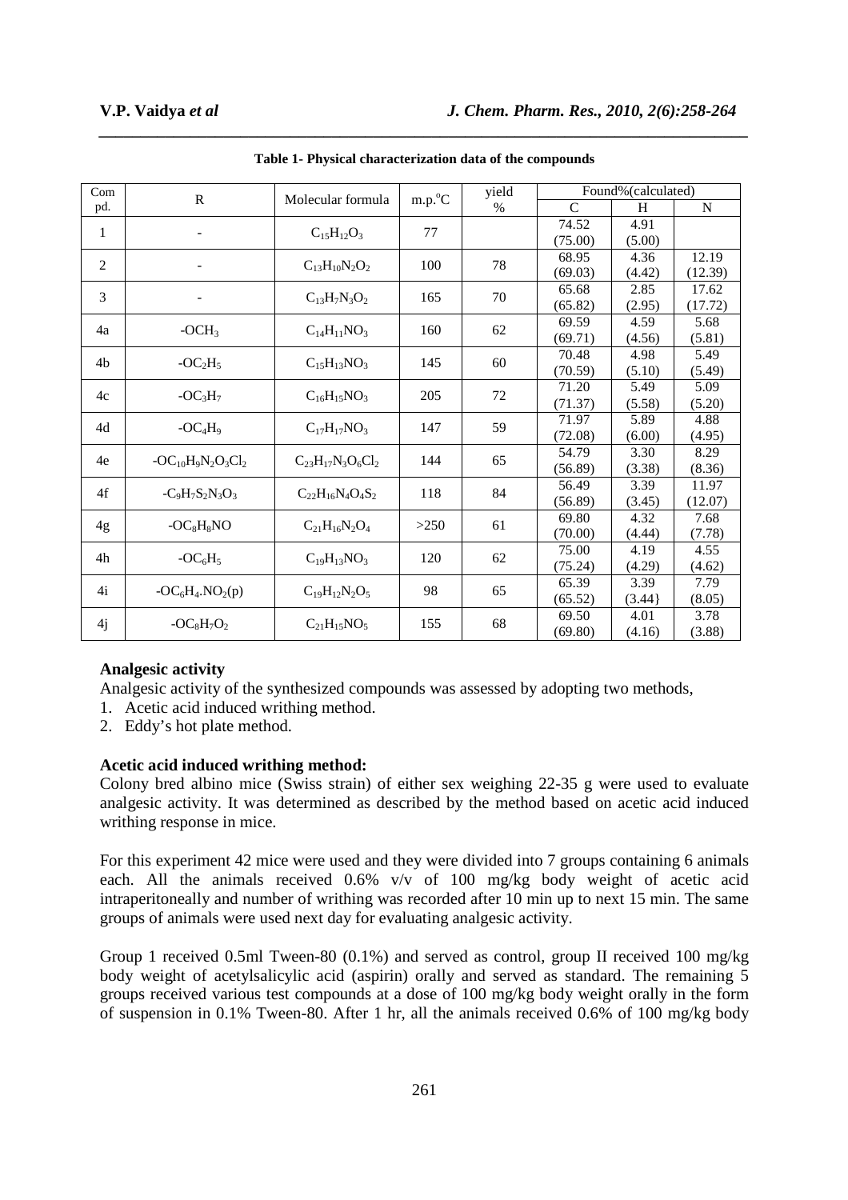**Table 1- Physical characterization data of the compounds**

| Compd. | R | Molecular formula | m.p.°C | yield % | Found%(calculated) | | |
|---|---|---|---|---|---|---|---|
| | | | | | C | H | N |
| 1 | - | $C_{15}H_{12}O_3$ | 77 | | 74.52 (75.00) | 4.91 (5.00) | |
| 2 | - | $C_{13}H_{10}N_2O_2$ | 100 | 78 | 68.95 (69.03) | 4.36 (4.42) | 12.19 (12.39) |
| 3 | - | $C_{13}H_7N_3O_2$ | 165 | 70 | 65.68 (65.82) | 2.85 (2.95) | 17.62 (17.72) |
| 4a | $-OCH_3$ | $C_{14}H_{11}NO_3$ | 160 | 62 | 69.59 (69.71) | 4.59 (4.56) | 5.68 (5.81) |
| 4b | $-OC_2H_5$ | $C_{15}H_{13}NO_3$ | 145 | 60 | 70.48 (70.59) | 4.98 (5.10) | 5.49 (5.49) |
| 4c | $-OC_3H_7$ | $C_{16}H_{15}NO_3$ | 205 | 72 | 71.20 (71.37) | 5.49 (5.58) | 5.09 (5.20) |
| 4d | $-OC_4H_9$ | $C_{17}H_{17}NO_3$ | 147 | 59 | 71.97 (72.08) | 5.89 (6.00) | 4.88 (4.95) |
| 4e | $-OC_{10}H_9N_2O_3Cl_2$ | $C_{23}H_{17}N_3O_6Cl_2$ | 144 | 65 | 54.79 (56.89) | 3.30 (3.38) | 8.29 (8.36) |
| 4f | $-C_9H_7S_2N_3O_3$ | $C_{22}H_{16}N_4O_4S_2$ | 118 | 84 | 56.49 (56.89) | 3.39 (3.45) | 11.97 (12.07) |
| 4g | $-OC_8H_8NO$ | $C_{21}H_{16}N_2O_4$ | >250 | 61 | 69.80 (70.00) | 4.32 (4.44) | 7.68 (7.78) |
| 4h | $-OC_6H_5$ | $C_{19}H_{13}NO_3$ | 120 | 62 | 75.00 (75.24) | 4.19 (4.29) | 4.55 (4.62) |
| 4i | $-OC_6H_4.NO_2(p)$ | $C_{19}H_{12}N_2O_5$ | 98 | 65 | 65.39 (65.52) | 3.39 (3.44} | 7.79 (8.05) |
| 4j | $-OC_8H_7O_2$ | $C_{21}H_{15}NO_5$ | 155 | 68 | 69.50 (69.80) | 4.01 (4.16) | 3.78 (3.88) |

**Analgesic activity**

Analgesic activity of the synthesized compounds was assessed by adopting two methods,

1. Acetic acid induced writhing method.
2. Eddy's hot plate method.

**Acetic acid induced writhing method:**

Colony bred albino mice (Swiss strain) of either sex weighing 22-35 g were used to evaluate analgesic activity. It was determined as described by the method based on acetic acid induced writhing response in mice.

For this experiment 42 mice were used and they were divided into 7 groups containing 6 animals each. All the animals received 0.6% v/v of 100 mg/kg body weight of acetic acid intraperitoneally and number of writhing was recorded after 10 min up to next 15 min. The same groups of animals were used next day for evaluating analgesic activity.

Group 1 received 0.5ml Tween-80 (0.1%) and served as control, group II received 100 mg/kg body weight of acetylsalicylic acid (aspirin) orally and served as standard. The remaining 5 groups received various test compounds at a dose of 100 mg/kg body weight orally in the form of suspension in 0.1% Tween-80. After 1 hr, all the animals received 0.6% of 100 mg/kg body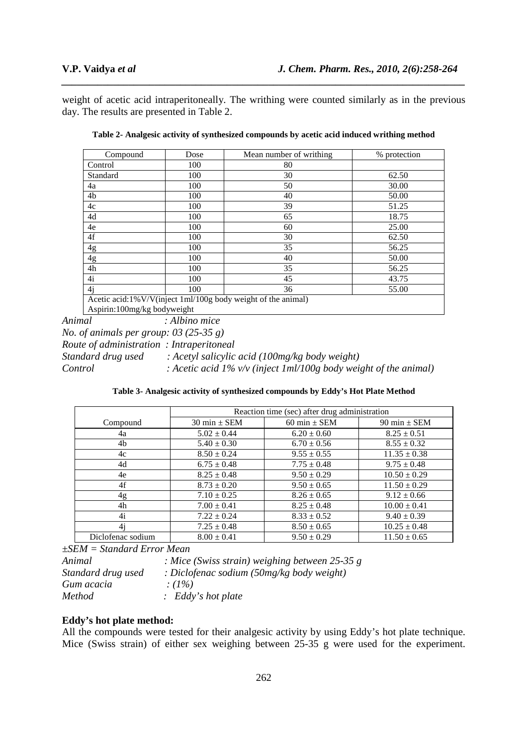weight of acetic acid intraperitoneally. The writhing were counted similarly as in the previous day. The results are presented in Table 2.

**Table 2- Analgesic activity of synthesized compounds by acetic acid induced writhing method**

| Compound | Dose | Mean number of writhing | % protection |
|---|---|---|---|
| Control | 100 | 80 | |
| Standard | 100 | 30 | 62.50 |
| 4a | 100 | 50 | 30.00 |
| 4b | 100 | 40 | 50.00 |
| 4c | 100 | 39 | 51.25 |
| 4d | 100 | 65 | 18.75 |
| 4e | 100 | 60 | 25.00 |
| 4f | 100 | 30 | 62.50 |
| 4g | 100 | 35 | 56.25 |
| 4g | 100 | 40 | 50.00 |
| 4h | 100 | 35 | 56.25 |
| 4i | 100 | 45 | 43.75 |
| 4j | 100 | 36 | 55.00 |
| Acetic acid:1%V/V(inject 1ml/100g body weight of the animal) Aspirin:100mg/kg bodyweight | | | |

*Animal : Albino mice*
*No. of animals per group: 03 (25-35 g)*
*Route of administration : Intraperitoneal*
*Standard drug used : Acetyl salicylic acid (100mg/kg body weight)*
*Control : Acetic acid 1% v/v (inject 1ml/100g body weight of the animal)*

**Table 3- Analgesic activity of synthesized compounds by Eddy's Hot Plate Method**

| | Reaction time (sec) after drug administration | | |
|---|---|---|---|
| Compound | 30 min ± SEM | 60 min ± SEM | 90 min ± SEM |
| 4a | 5.02 ± 0.44 | 6.20 ± 0.60 | 8.25 ± 0.51 |
| 4b | 5.40 ± 0.30 | 6.70 ± 0.56 | 8.55 ± 0.32 |
| 4c | 8.50 ± 0.24 | 9.55 ± 0.55 | 11.35 ± 0.38 |
| 4d | 6.75 ± 0.48 | 7.75 ± 0.48 | 9.75 ± 0.48 |
| 4e | 8.25 ± 0.48 | 9.50 ± 0.29 | 10.50 ± 0.29 |
| 4f | 8.73 ± 0.20 | 9.50 ± 0.65 | 11.50 ± 0.29 |
| 4g | 7.10 ± 0.25 | 8.26 ± 0.65 | 9.12 ± 0.66 |
| 4h | 7.00 ± 0.41 | 8.25 ± 0.48 | 10.00 ± 0.41 |
| 4i | 7.22 ± 0.24 | 8.33 ± 0.52 | 9.40 ± 0.39 |
| 4j | 7.25 ± 0.48 | 8.50 ± 0.65 | 10.25 ± 0.48 |
| Diclofenac sodium | 8.00 ± 0.41 | 9.50 ± 0.29 | 11.50 ± 0.65 |

*±SEM = Standard Error Mean*
*Animal : Mice (Swiss strain) weighing between 25-35 g*
*Standard drug used : Diclofenac sodium (50mg/kg body weight)*
*Gum acacia : (1%)*
*Method : Eddy's hot plate*

**Eddy's hot plate method:**

All the compounds were tested for their analgesic activity by using Eddy's hot plate technique. Mice (Swiss strain) of either sex weighing between 25-35 g were used for the experiment.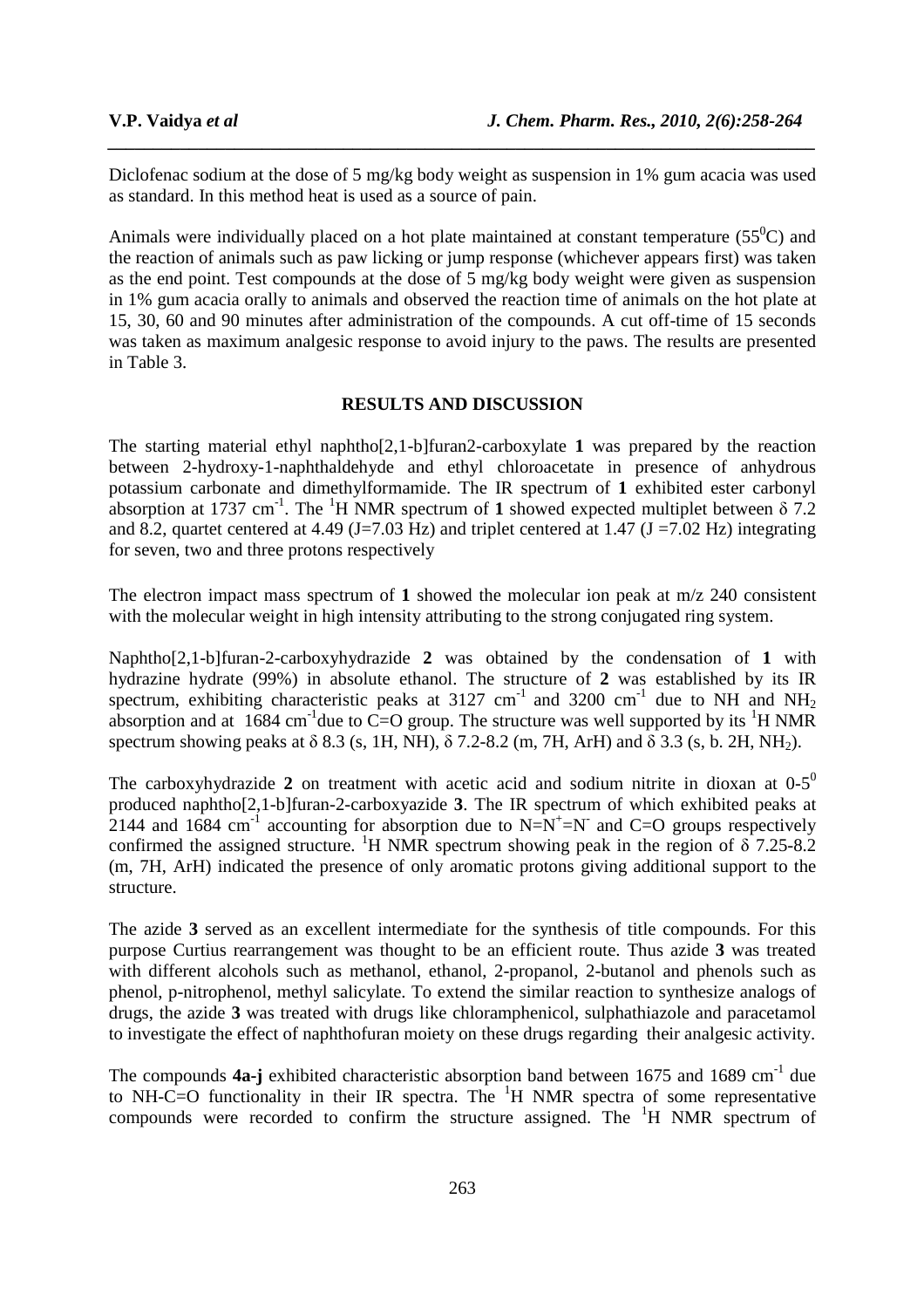Diclofenac sodium at the dose of 5 mg/kg body weight as suspension in 1% gum acacia was used as standard. In this method heat is used as a source of pain.

Animals were individually placed on a hot plate maintained at constant temperature ($55^0$C) and the reaction of animals such as paw licking or jump response (whichever appears first) was taken as the end point. Test compounds at the dose of 5 mg/kg body weight were given as suspension in 1% gum acacia orally to animals and observed the reaction time of animals on the hot plate at 15, 30, 60 and 90 minutes after administration of the compounds. A cut off-time of 15 seconds was taken as maximum analgesic response to avoid injury to the paws. The results are presented in Table 3.

## RESULTS AND DISCUSSION

The starting material ethyl naphtho[2,1-b]furan2-carboxylate **1** was prepared by the reaction between 2-hydroxy-1-naphthaldehyde and ethyl chloroacetate in presence of anhydrous potassium carbonate and dimethylformamide. The IR spectrum of **1** exhibited ester carbonyl absorption at 1737 $cm^{-1}$. The $^1$H NMR spectrum of **1** showed expected multiplet between δ 7.2 and 8.2, quartet centered at 4.49 (J=7.03 Hz) and triplet centered at 1.47 (J =7.02 Hz) integrating for seven, two and three protons respectively

The electron impact mass spectrum of **1** showed the molecular ion peak at m/z 240 consistent with the molecular weight in high intensity attributing to the strong conjugated ring system.

Naphtho[2,1-b]furan-2-carboxyhydrazide **2** was obtained by the condensation of **1** with hydrazine hydrate (99%) in absolute ethanol. The structure of **2** was established by its IR spectrum, exhibiting characteristic peaks at 3127 $cm^{-1}$ and 3200 $cm^{-1}$ due to NH and $NH_2$ absorption and at 1684 $cm^{-1}$due to C=O group. The structure was well supported by its $^1$H NMR spectrum showing peaks at δ 8.3 (s, 1H, NH), δ 7.2-8.2 (m, 7H, ArH) and δ 3.3 (s, b. 2H, $NH_2$).

The carboxyhydrazide **2** on treatment with acetic acid and sodium nitrite in dioxan at 0-$5^0$ produced naphtho[2,1-b]furan-2-carboxyazide **3**. The IR spectrum of which exhibited peaks at 2144 and 1684 $cm^{-1}$ accounting for absorption due to $N=N^+=N^-$ and C=O groups respectively confirmed the assigned structure. $^1$H NMR spectrum showing peak in the region of δ 7.25-8.2 (m, 7H, ArH) indicated the presence of only aromatic protons giving additional support to the structure.

The azide **3** served as an excellent intermediate for the synthesis of title compounds. For this purpose Curtius rearrangement was thought to be an efficient route. Thus azide **3** was treated with different alcohols such as methanol, ethanol, 2-propanol, 2-butanol and phenols such as phenol, p-nitrophenol, methyl salicylate. To extend the similar reaction to synthesize analogs of drugs, the azide **3** was treated with drugs like chloramphenicol, sulphathiazole and paracetamol to investigate the effect of naphthofuran moiety on these drugs regarding their analgesic activity.

The compounds **4a-j** exhibited characteristic absorption band between 1675 and 1689 $cm^{-1}$ due to NH-C=O functionality in their IR spectra. The $^1$H NMR spectra of some representative compounds were recorded to confirm the structure assigned. The $^1$H NMR spectrum of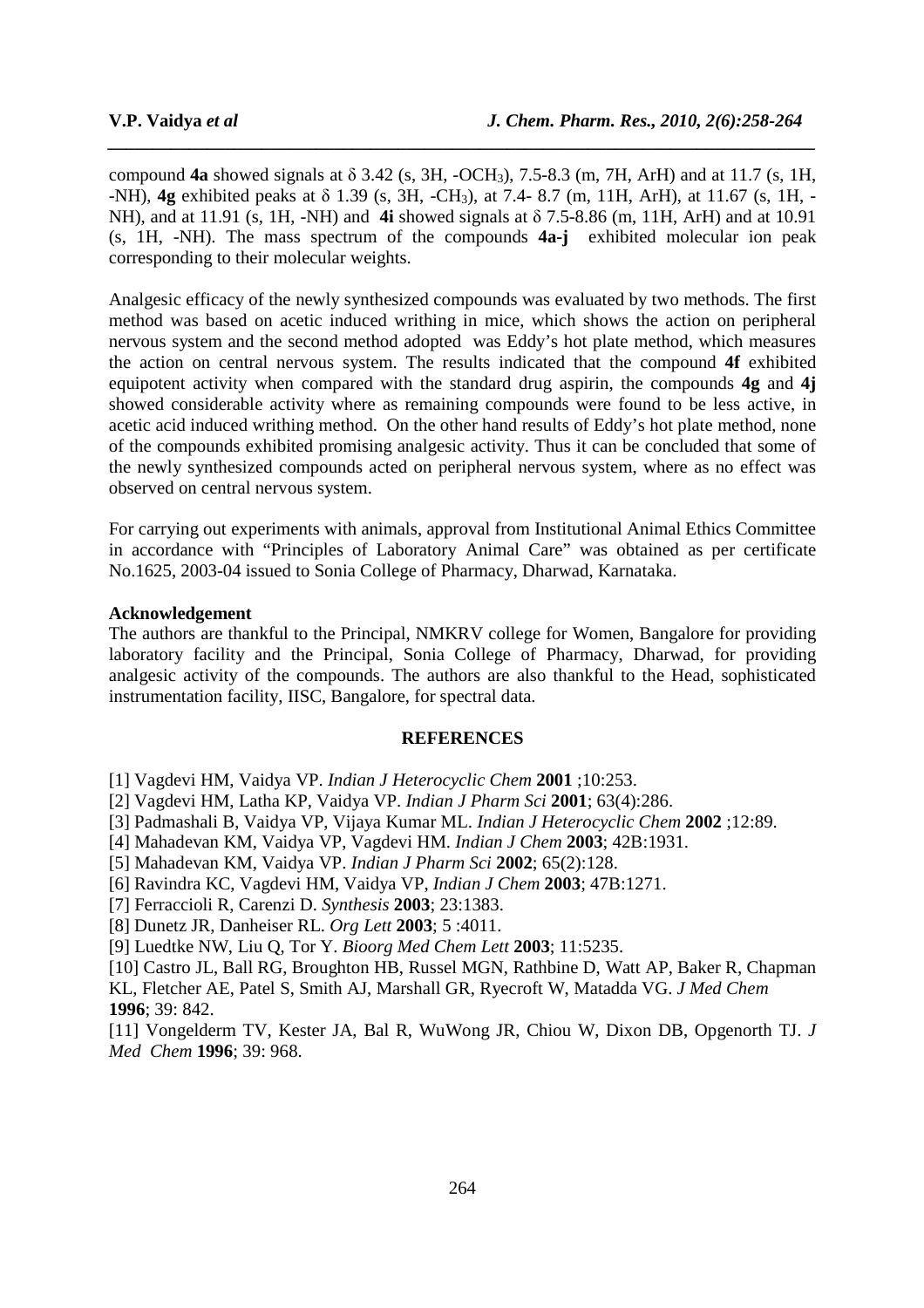compound **4a** showed signals at δ 3.42 (s, 3H, $-OCH_3$), 7.5-8.3 (m, 7H, ArH) and at 11.7 (s, 1H, -NH), **4g** exhibited peaks at δ 1.39 (s, 3H, $-CH_3$), at 7.4- 8.7 (m, 11H, ArH), at 11.67 (s, 1H, -NH), and at 11.91 (s, 1H, -NH) and **4i** showed signals at δ 7.5-8.86 (m, 11H, ArH) and at 10.91 (s, 1H, -NH). The mass spectrum of the compounds **4a-j** exhibited molecular ion peak corresponding to their molecular weights.

Analgesic efficacy of the newly synthesized compounds was evaluated by two methods. The first method was based on acetic induced writhing in mice, which shows the action on peripheral nervous system and the second method adopted was Eddy's hot plate method, which measures the action on central nervous system. The results indicated that the compound **4f** exhibited equipotent activity when compared with the standard drug aspirin, the compounds **4g** and **4j** showed considerable activity where as remaining compounds were found to be less active, in acetic acid induced writhing method. On the other hand results of Eddy's hot plate method, none of the compounds exhibited promising analgesic activity. Thus it can be concluded that some of the newly synthesized compounds acted on peripheral nervous system, where as no effect was observed on central nervous system.

For carrying out experiments with animals, approval from Institutional Animal Ethics Committee in accordance with "Principles of Laboratory Animal Care" was obtained as per certificate No.1625, 2003-04 issued to Sonia College of Pharmacy, Dharwad, Karnataka.

**Acknowledgement**

The authors are thankful to the Principal, NMKRV college for Women, Bangalore for providing laboratory facility and the Principal, Sonia College of Pharmacy, Dharwad, for providing analgesic activity of the compounds. The authors are also thankful to the Head, sophisticated instrumentation facility, IISC, Bangalore, for spectral data.

## REFERENCES

[1] Vagdevi HM, Vaidya VP. *Indian J Heterocyclic Chem* **2001** ;10:253.

[2] Vagdevi HM, Latha KP, Vaidya VP. *Indian J Pharm Sci* **2001**; 63(4):286.

[3] Padmashali B, Vaidya VP, Vijaya Kumar ML. *Indian J Heterocyclic Chem* **2002** ;12:89.

[4] Mahadevan KM, Vaidya VP, Vagdevi HM. *Indian J Chem* **2003**; 42B:1931.

[5] Mahadevan KM, Vaidya VP. *Indian J Pharm Sci* **2002**; 65(2):128.

[6] Ravindra KC, Vagdevi HM, Vaidya VP, *Indian J Chem* **2003**; 47B:1271.

[7] Ferraccioli R, Carenzi D. *Synthesis* **2003**; 23:1383.

[8] Dunetz JR, Danheiser RL. *Org Lett* **2003**; 5 :4011.

[9] Luedtke NW, Liu Q, Tor Y. *Bioorg Med Chem Lett* **2003**; 11:5235.

[10] Castro JL, Ball RG, Broughton HB, Russel MGN, Rathbine D, Watt AP, Baker R, Chapman KL, Fletcher AE, Patel S, Smith AJ, Marshall GR, Ryecroft W, Matadda VG. *J Med Chem* **1996**; 39: 842.

[11] Vongelderm TV, Kester JA, Bal R, WuWong JR, Chiou W, Dixon DB, Opgenorth TJ. *J Med Chem* **1996**; 39: 968.